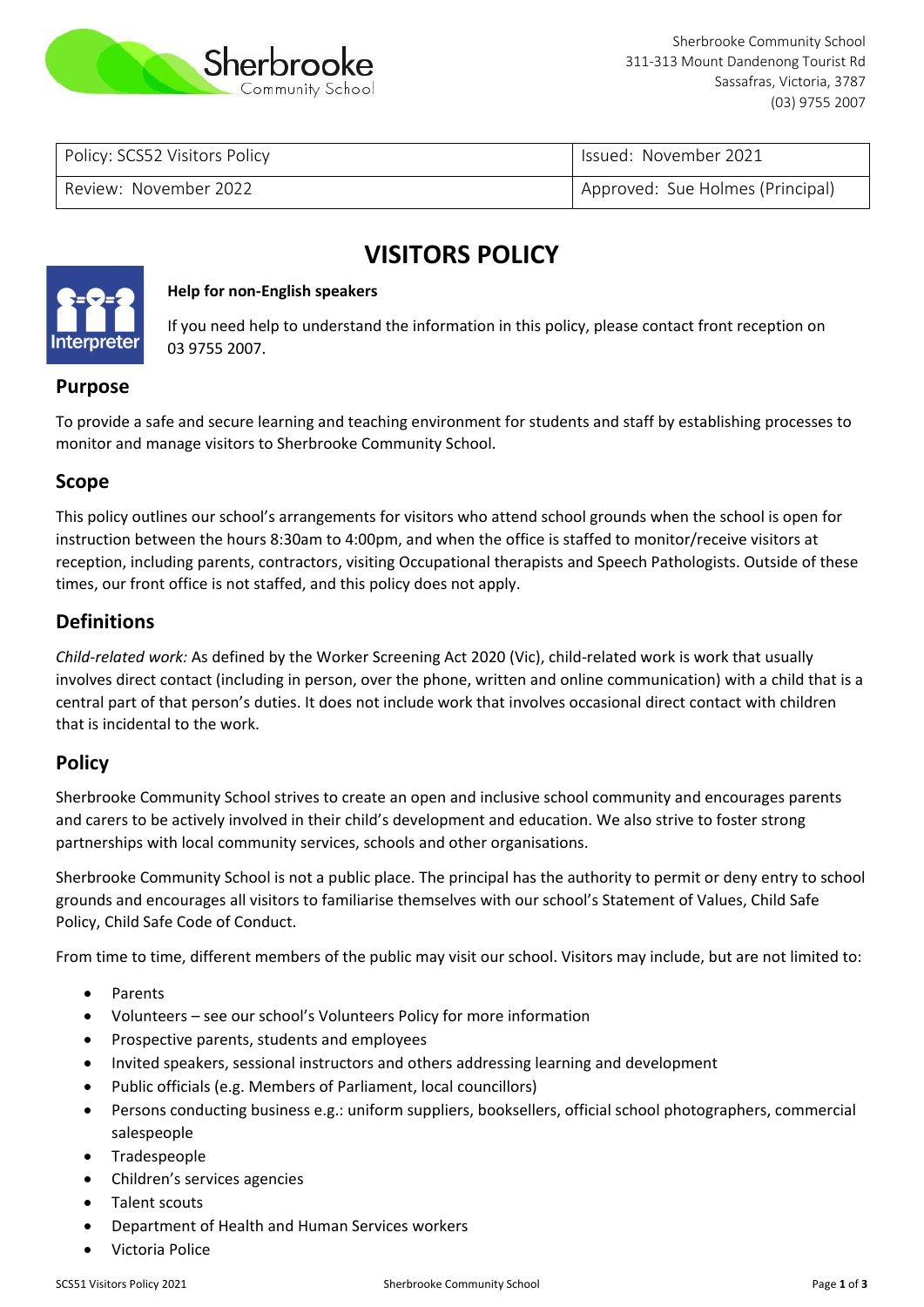Sherbrooke Community School
311-313 Mount Dandenong Tourist Rd
Sassafras, Victoria, 3787
(03) 9755 2007

| Policy: SCS52 Visitors Policy | Issued: November 2021 |
|---|---|
| Review: November 2022 | Approved: Sue Holmes (Principal) |

# VISITORS POLICY

**Help for non-English speakers**

If you need help to understand the information in this policy, please contact front reception on 03 9755 2007.

## Purpose

To provide a safe and secure learning and teaching environment for students and staff by establishing processes to monitor and manage visitors to Sherbrooke Community School.

## Scope

This policy outlines our school's arrangements for visitors who attend school grounds when the school is open for instruction between the hours 8:30am to 4:00pm, and when the office is staffed to monitor/receive visitors at reception, including parents, contractors, visiting Occupational therapists and Speech Pathologists. Outside of these times, our front office is not staffed, and this policy does not apply.

## Definitions

*Child-related work:* As defined by the Worker Screening Act 2020 (Vic), child-related work is work that usually involves direct contact (including in person, over the phone, written and online communication) with a child that is a central part of that person's duties. It does not include work that involves occasional direct contact with children that is incidental to the work.

## Policy

Sherbrooke Community School strives to create an open and inclusive school community and encourages parents and carers to be actively involved in their child's development and education. We also strive to foster strong partnerships with local community services, schools and other organisations.

Sherbrooke Community School is not a public place. The principal has the authority to permit or deny entry to school grounds and encourages all visitors to familiarise themselves with our school's Statement of Values, Child Safe Policy, Child Safe Code of Conduct.

From time to time, different members of the public may visit our school. Visitors may include, but are not limited to:

- Parents
- Volunteers – see our school's Volunteers Policy for more information
- Prospective parents, students and employees
- Invited speakers, sessional instructors and others addressing learning and development
- Public officials (e.g. Members of Parliament, local councillors)
- Persons conducting business e.g.: uniform suppliers, booksellers, official school photographers, commercial salespeople
- Tradespeople
- Children's services agencies
- Talent scouts
- Department of Health and Human Services workers
- Victoria Police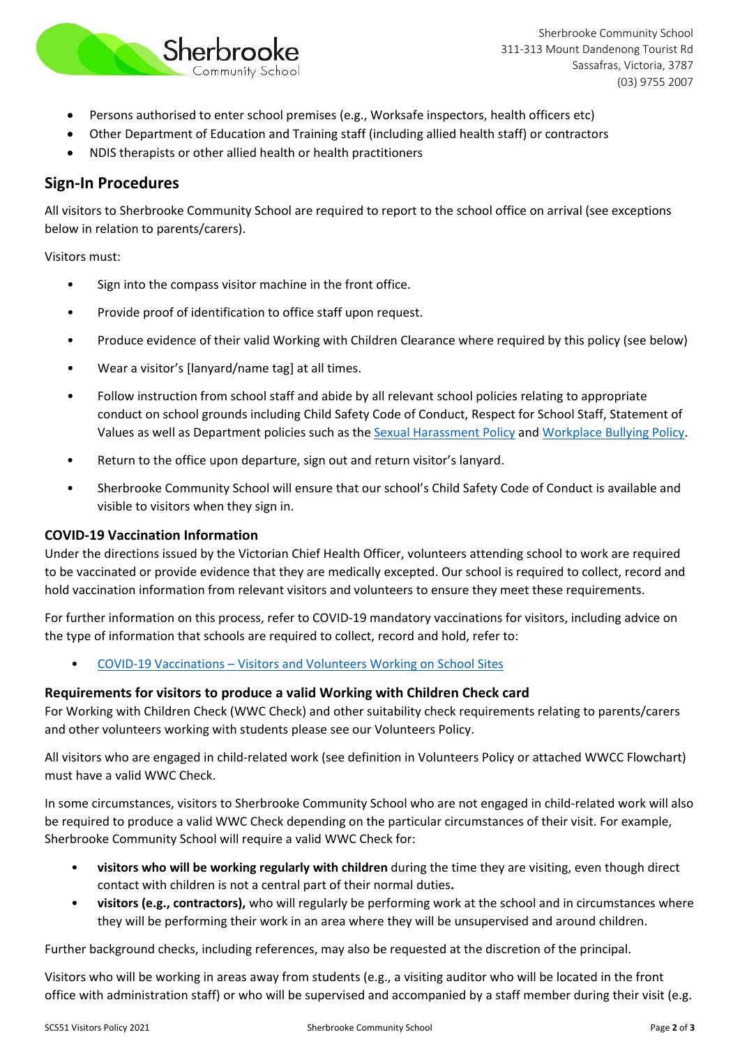- Persons authorised to enter school premises (e.g., Worksafe inspectors, health officers etc)
- Other Department of Education and Training staff (including allied health staff) or contractors
- NDIS therapists or other allied health or health practitioners

## Sign-In Procedures

All visitors to Sherbrooke Community School are required to report to the school office on arrival (see exceptions below in relation to parents/carers).

Visitors must:

- Sign into the compass visitor machine in the front office.
- Provide proof of identification to office staff upon request.
- Produce evidence of their valid Working with Children Clearance where required by this policy (see below)
- Wear a visitor's [lanyard/name tag] at all times.
- Follow instruction from school staff and abide by all relevant school policies relating to appropriate conduct on school grounds including Child Safety Code of Conduct, Respect for School Staff, Statement of Values as well as Department policies such as the Sexual Harassment Policy and Workplace Bullying Policy.
- Return to the office upon departure, sign out and return visitor's lanyard.
- Sherbrooke Community School will ensure that our school's Child Safety Code of Conduct is available and visible to visitors when they sign in.

### COVID-19 Vaccination Information

Under the directions issued by the Victorian Chief Health Officer, volunteers attending school to work are required to be vaccinated or provide evidence that they are medically excepted. Our school is required to collect, record and hold vaccination information from relevant visitors and volunteers to ensure they meet these requirements.

For further information on this process, refer to COVID-19 mandatory vaccinations for visitors, including advice on the type of information that schools are required to collect, record and hold, refer to:

- COVID-19 Vaccinations – Visitors and Volunteers Working on School Sites

### Requirements for visitors to produce a valid Working with Children Check card

For Working with Children Check (WWC Check) and other suitability check requirements relating to parents/carers and other volunteers working with students please see our Volunteers Policy.

All visitors who are engaged in child-related work (see definition in Volunteers Policy or attached WWCC Flowchart) must have a valid WWC Check.

In some circumstances, visitors to Sherbrooke Community School who are not engaged in child-related work will also be required to produce a valid WWC Check depending on the particular circumstances of their visit. For example, Sherbrooke Community School will require a valid WWC Check for:

- **visitors who will be working regularly with children** during the time they are visiting, even though direct contact with children is not a central part of their normal duties**.**
- **visitors (e.g., contractors),** who will regularly be performing work at the school and in circumstances where they will be performing their work in an area where they will be unsupervised and around children.

Further background checks, including references, may also be requested at the discretion of the principal.

Visitors who will be working in areas away from students (e.g., a visiting auditor who will be located in the front office with administration staff) or who will be supervised and accompanied by a staff member during their visit (e.g.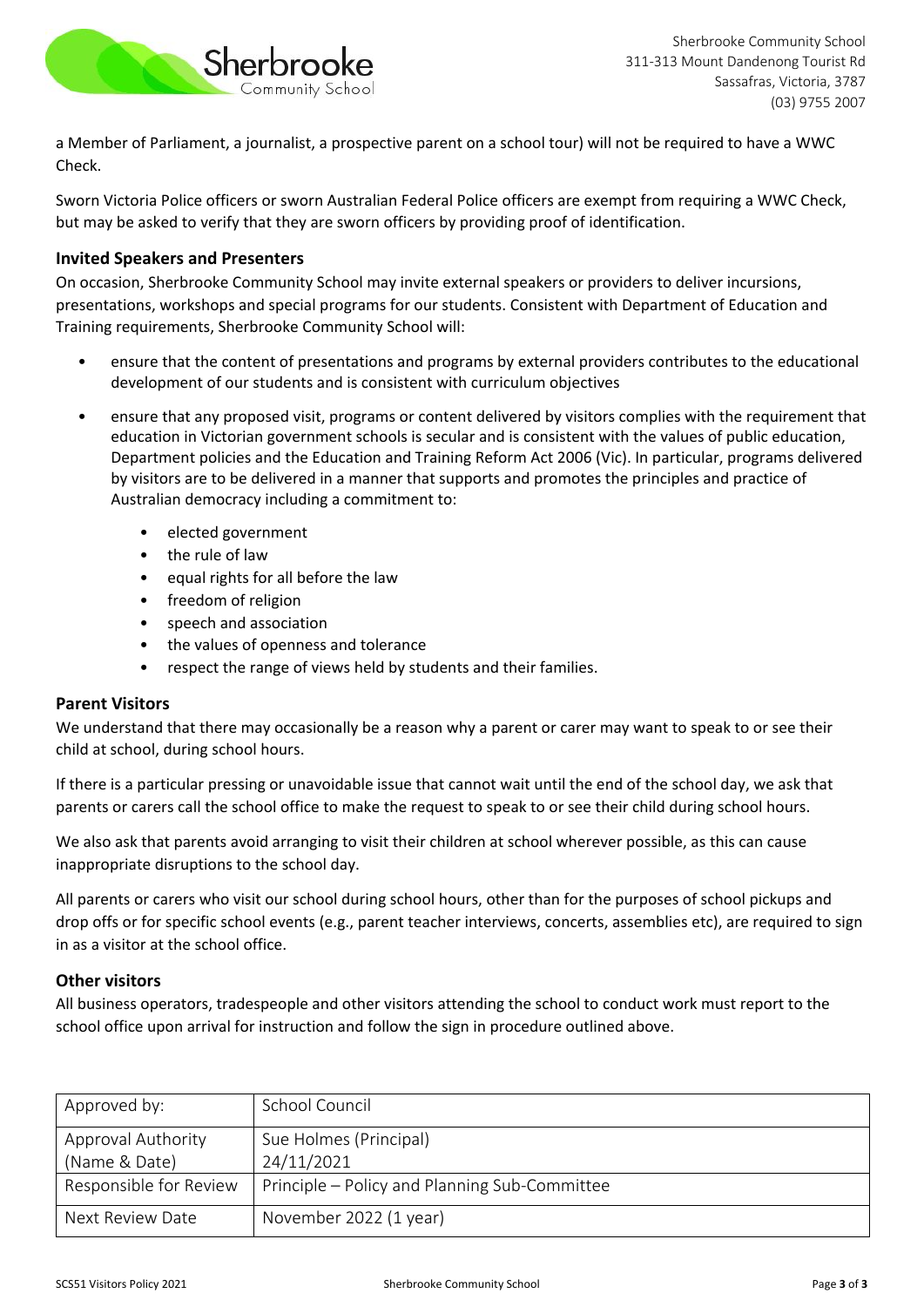a Member of Parliament, a journalist, a prospective parent on a school tour) will not be required to have a WWC Check.

Sworn Victoria Police officers or sworn Australian Federal Police officers are exempt from requiring a WWC Check, but may be asked to verify that they are sworn officers by providing proof of identification.

### Invited Speakers and Presenters

On occasion, Sherbrooke Community School may invite external speakers or providers to deliver incursions, presentations, workshops and special programs for our students. Consistent with Department of Education and Training requirements, Sherbrooke Community School will:

- ensure that the content of presentations and programs by external providers contributes to the educational development of our students and is consistent with curriculum objectives
- ensure that any proposed visit, programs or content delivered by visitors complies with the requirement that education in Victorian government schools is secular and is consistent with the values of public education, Department policies and the Education and Training Reform Act 2006 (Vic). In particular, programs delivered by visitors are to be delivered in a manner that supports and promotes the principles and practice of Australian democracy including a commitment to:
  - elected government
  - the rule of law
  - equal rights for all before the law
  - freedom of religion
  - speech and association
  - the values of openness and tolerance
  - respect the range of views held by students and their families.

### Parent Visitors

We understand that there may occasionally be a reason why a parent or carer may want to speak to or see their child at school, during school hours.

If there is a particular pressing or unavoidable issue that cannot wait until the end of the school day, we ask that parents or carers call the school office to make the request to speak to or see their child during school hours.

We also ask that parents avoid arranging to visit their children at school wherever possible, as this can cause inappropriate disruptions to the school day.

All parents or carers who visit our school during school hours, other than for the purposes of school pickups and drop offs or for specific school events (e.g., parent teacher interviews, concerts, assemblies etc), are required to sign in as a visitor at the school office.

### Other visitors

All business operators, tradespeople and other visitors attending the school to conduct work must report to the school office upon arrival for instruction and follow the sign in procedure outlined above.

| | |
|---|---|
| Approved by: | School Council |
| Approval Authority (Name & Date) | Sue Holmes (Principal) 24/11/2021 |
| Responsible for Review | Principle – Policy and Planning Sub-Committee |
| Next Review Date | November 2022 (1 year) |